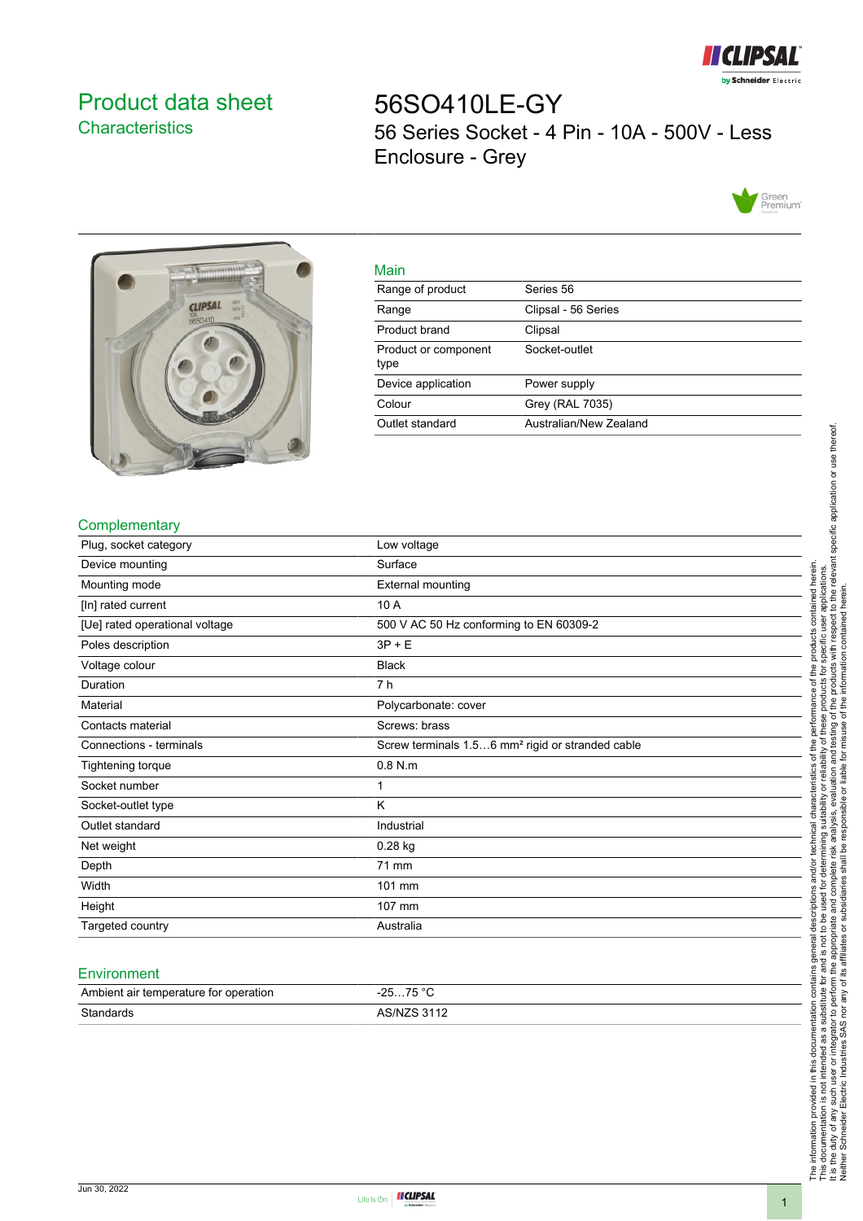# Product data sheet

## Characteristics

# 56SO410LE-GY

56 Series Socket - 4 Pin - 10A - 500V - Less Enclosure - Grey

## Main

| | |
|---|---|
| Range of product | Series 56 |
| Range | Clipsal - 56 Series |
| Product brand | Clipsal |
| Product or component type | Socket-outlet |
| Device application | Power supply |
| Colour | Grey (RAL 7035) |
| Outlet standard | Australian/New Zealand |

## Complementary

| | |
|---|---|
| Plug, socket category | Low voltage |
| Device mounting | Surface |
| Mounting mode | External mounting |
| [In] rated current | 10 A |
| [Ue] rated operational voltage | 500 V AC 50 Hz conforming to EN 60309-2 |
| Poles description | 3P + E |
| Voltage colour | Black |
| Duration | 7 h |
| Material | Polycarbonate: cover |
| Contacts material | Screws: brass |
| Connections - terminals | Screw terminals 1.5…6 mm² rigid or stranded cable |
| Tightening torque | 0.8 N.m |
| Socket number | 1 |
| Socket-outlet type | K |
| Outlet standard | Industrial |
| Net weight | 0.28 kg |
| Depth | 71 mm |
| Width | 101 mm |
| Height | 107 mm |
| Targeted country | Australia |

## Environment

| | |
|---|---|
| Ambient air temperature for operation | -25…75 °C |
| Standards | AS/NZS 3112 |

The information provided in this documentation contains general descriptions and/or technical characteristics of the performance of the products contained herein. This documentation is not intended as a substitute for and is not to be used for determining suitability or reliability of these products for specific user applications. It is the duty of any such user or integrator to perform the appropriate and complete risk analysis, evaluation and testing of the products with respect to the relevant specific application or use thereof. Neither Schneider Electric Industries SAS nor any of its affiliates or subsidiaries shall be responsible or liable for misuse of the information contained herein.

Jun 30, 2022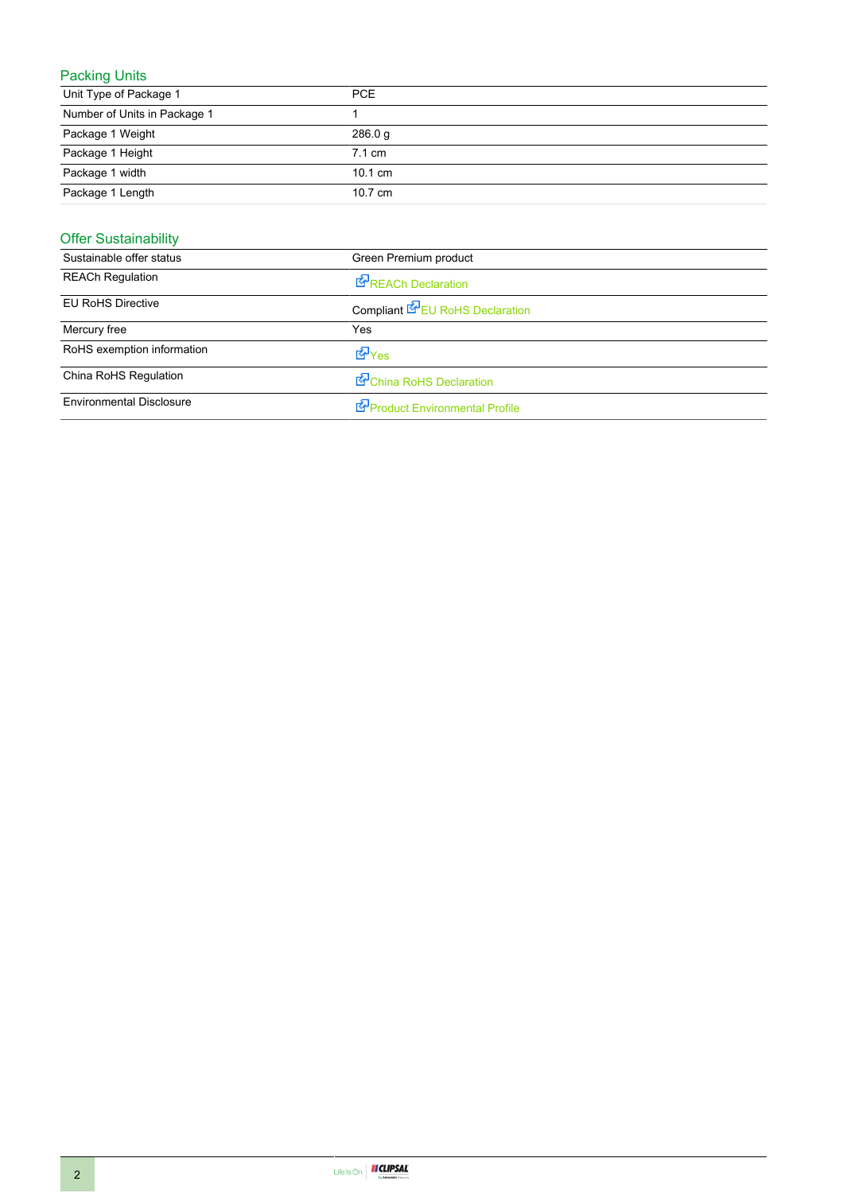## Packing Units

| | |
|---|---|
| Unit Type of Package 1 | PCE |
| Number of Units in Package 1 | 1 |
| Package 1 Weight | 286.0 g |
| Package 1 Height | 7.1 cm |
| Package 1 width | 10.1 cm |
| Package 1 Length | 10.7 cm |

## Offer Sustainability

| | |
|---|---|
| Sustainable offer status | Green Premium product |
| REACh Regulation | REACh Declaration |
| EU RoHS Directive | Compliant EU RoHS Declaration |
| Mercury free | Yes |
| RoHS exemption information | Yes |
| China RoHS Regulation | China RoHS Declaration |
| Environmental Disclosure | Product Environmental Profile |